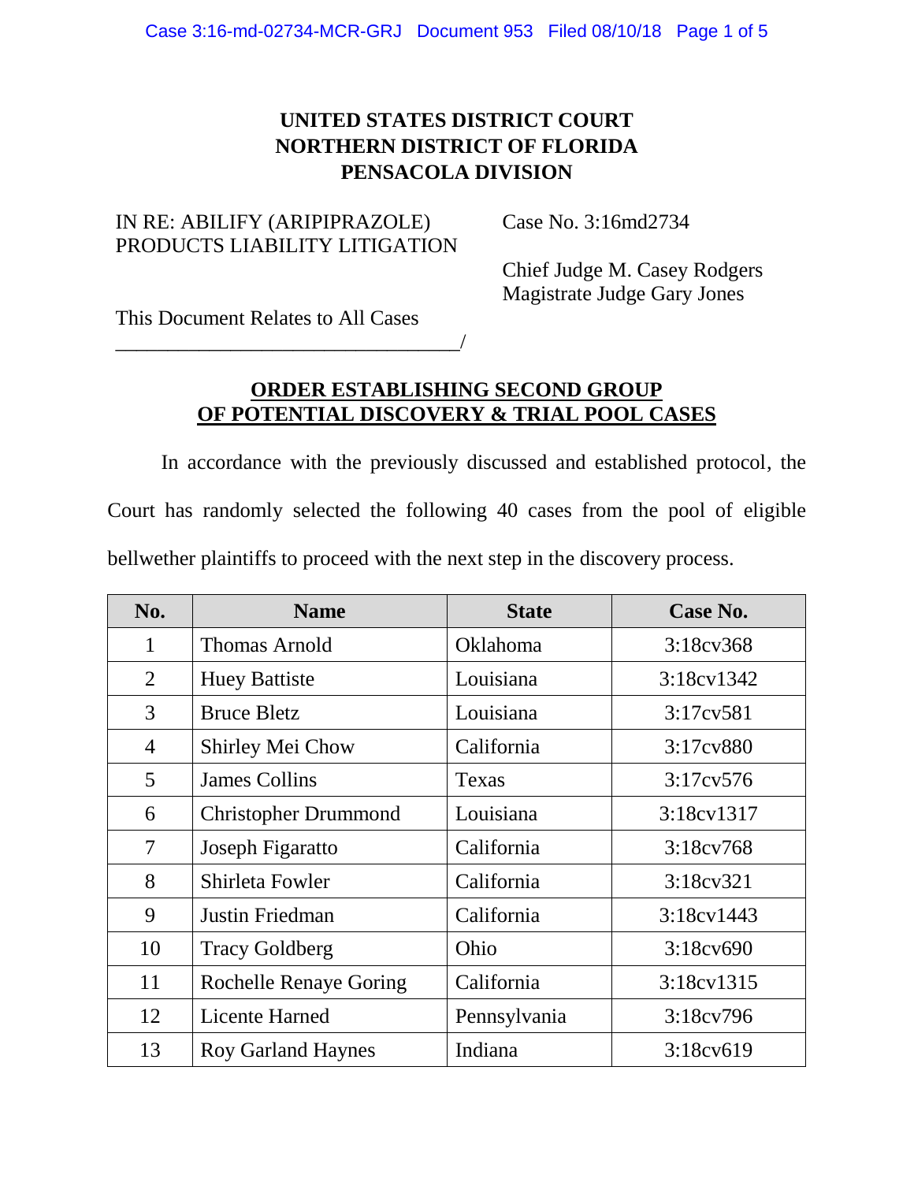**UNITED STATES DISTRICT COURT**
**NORTHERN DISTRICT OF FLORIDA**
**PENSACOLA DIVISION**

IN RE: ABILIFY (ARIPIPRAZOLE)
PRODUCTS LIABILITY LITIGATION

Case No. 3:16md2734

Chief Judge M. Casey Rodgers
Magistrate Judge Gary Jones

This Document Relates to All Cases
__________________________________/

## ORDER ESTABLISHING SECOND GROUP OF POTENTIAL DISCOVERY & TRIAL POOL CASES

In accordance with the previously discussed and established protocol, the Court has randomly selected the following 40 cases from the pool of eligible bellwether plaintiffs to proceed with the next step in the discovery process.

| No. | Name | State | Case No. |
|---|---|---|---|
| 1 | Thomas Arnold | Oklahoma | 3:18cv368 |
| 2 | Huey Battiste | Louisiana | 3:18cv1342 |
| 3 | Bruce Bletz | Louisiana | 3:17cv581 |
| 4 | Shirley Mei Chow | California | 3:17cv880 |
| 5 | James Collins | Texas | 3:17cv576 |
| 6 | Christopher Drummond | Louisiana | 3:18cv1317 |
| 7 | Joseph Figaratto | California | 3:18cv768 |
| 8 | Shirleta Fowler | California | 3:18cv321 |
| 9 | Justin Friedman | California | 3:18cv1443 |
| 10 | Tracy Goldberg | Ohio | 3:18cv690 |
| 11 | Rochelle Renaye Goring | California | 3:18cv1315 |
| 12 | Licente Harned | Pennsylvania | 3:18cv796 |
| 13 | Roy Garland Haynes | Indiana | 3:18cv619 |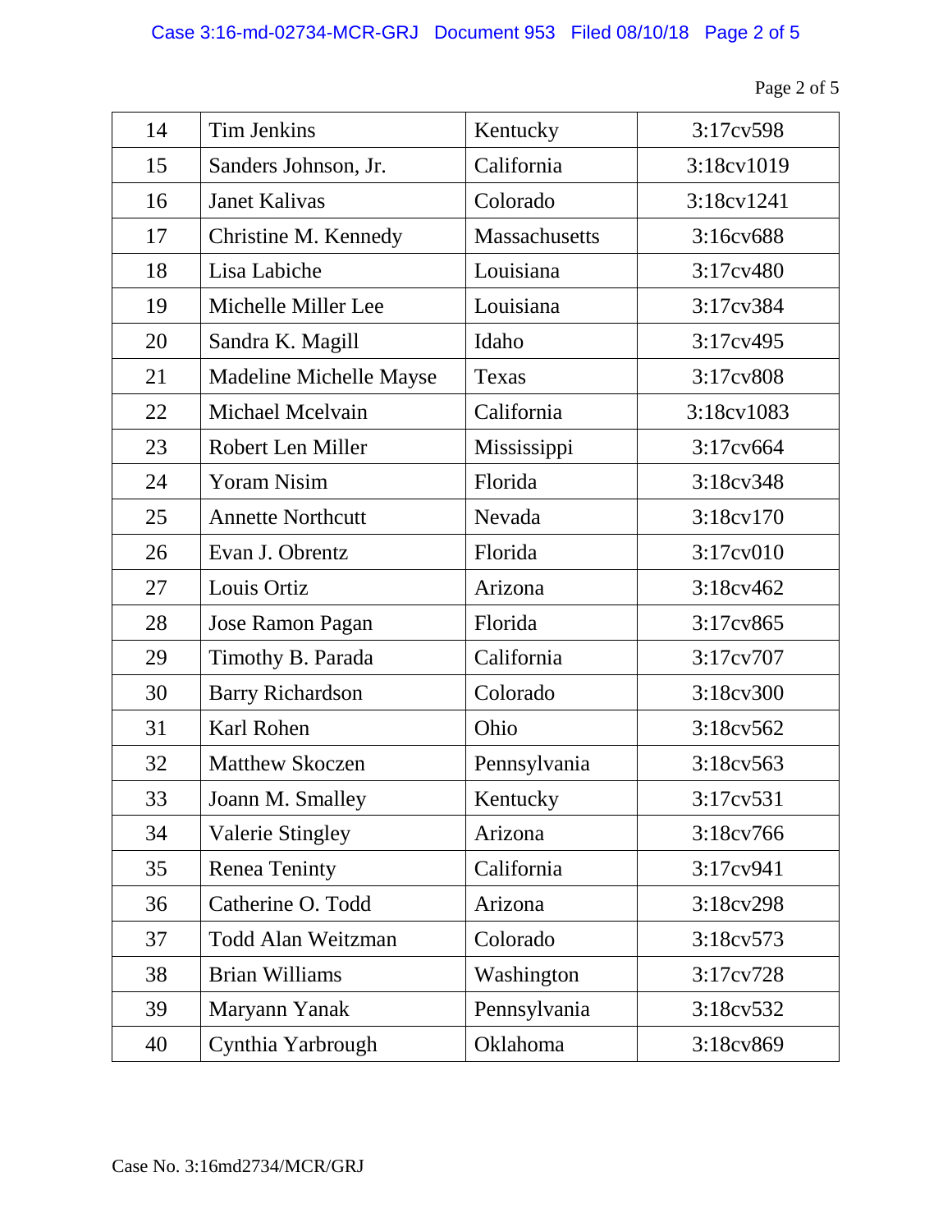| | | | |
|---|---|---|---|
| 14 | Tim Jenkins | Kentucky | 3:17cv598 |
| 15 | Sanders Johnson, Jr. | California | 3:18cv1019 |
| 16 | Janet Kalivas | Colorado | 3:18cv1241 |
| 17 | Christine M. Kennedy | Massachusetts | 3:16cv688 |
| 18 | Lisa Labiche | Louisiana | 3:17cv480 |
| 19 | Michelle Miller Lee | Louisiana | 3:17cv384 |
| 20 | Sandra K. Magill | Idaho | 3:17cv495 |
| 21 | Madeline Michelle Mayse | Texas | 3:17cv808 |
| 22 | Michael Mcelvain | California | 3:18cv1083 |
| 23 | Robert Len Miller | Mississippi | 3:17cv664 |
| 24 | Yoram Nisim | Florida | 3:18cv348 |
| 25 | Annette Northcutt | Nevada | 3:18cv170 |
| 26 | Evan J. Obrentz | Florida | 3:17cv010 |
| 27 | Louis Ortiz | Arizona | 3:18cv462 |
| 28 | Jose Ramon Pagan | Florida | 3:17cv865 |
| 29 | Timothy B. Parada | California | 3:17cv707 |
| 30 | Barry Richardson | Colorado | 3:18cv300 |
| 31 | Karl Rohen | Ohio | 3:18cv562 |
| 32 | Matthew Skoczen | Pennsylvania | 3:18cv563 |
| 33 | Joann M. Smalley | Kentucky | 3:17cv531 |
| 34 | Valerie Stingley | Arizona | 3:18cv766 |
| 35 | Renea Teninty | California | 3:17cv941 |
| 36 | Catherine O. Todd | Arizona | 3:18cv298 |
| 37 | Todd Alan Weitzman | Colorado | 3:18cv573 |
| 38 | Brian Williams | Washington | 3:17cv728 |
| 39 | Maryann Yanak | Pennsylvania | 3:18cv532 |
| 40 | Cynthia Yarbrough | Oklahoma | 3:18cv869 |

Case No. 3:16md2734/MCR/GRJ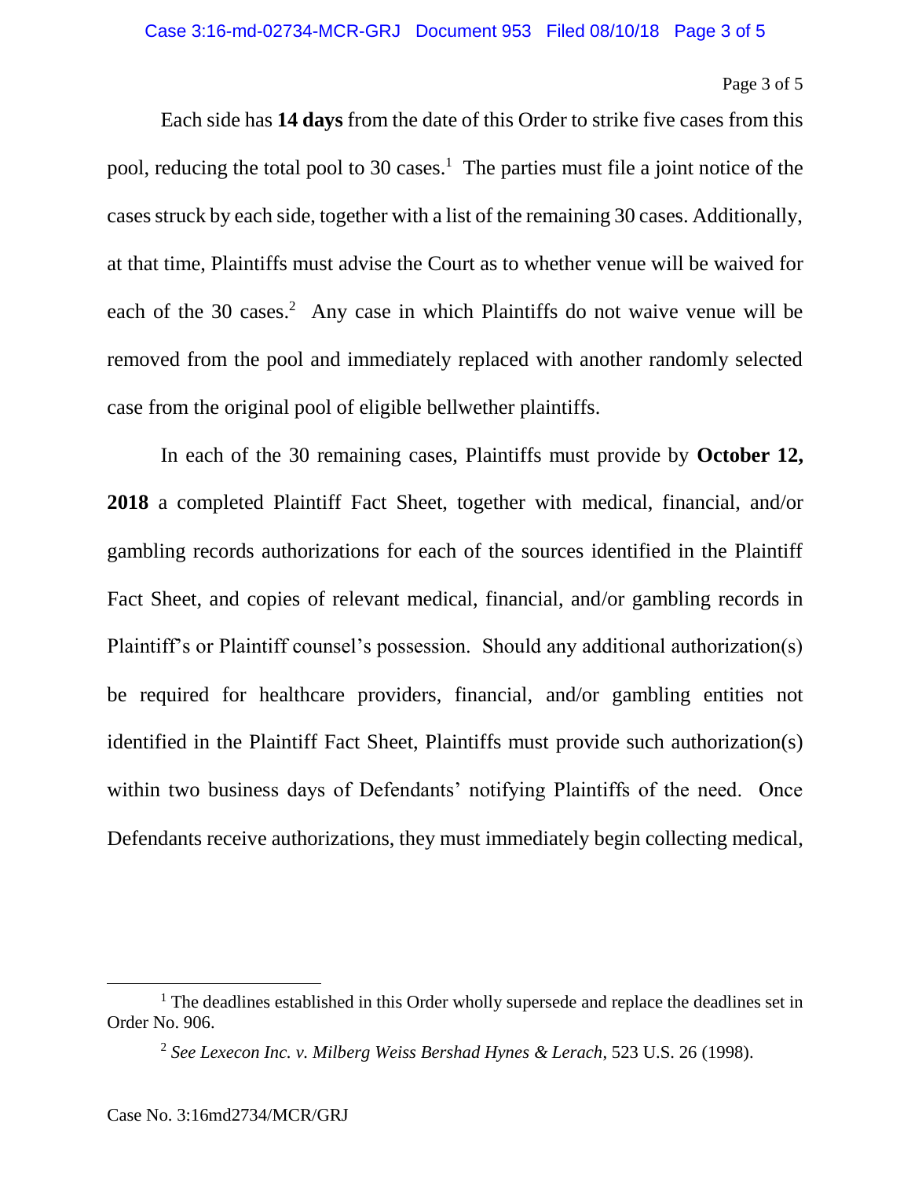Each side has **14 days** from the date of this Order to strike five cases from this pool, reducing the total pool to 30 cases.[1] The parties must file a joint notice of the cases struck by each side, together with a list of the remaining 30 cases. Additionally, at that time, Plaintiffs must advise the Court as to whether venue will be waived for each of the 30 cases.[2] Any case in which Plaintiffs do not waive venue will be removed from the pool and immediately replaced with another randomly selected case from the original pool of eligible bellwether plaintiffs.

In each of the 30 remaining cases, Plaintiffs must provide by **October 12, 2018** a completed Plaintiff Fact Sheet, together with medical, financial, and/or gambling records authorizations for each of the sources identified in the Plaintiff Fact Sheet, and copies of relevant medical, financial, and/or gambling records in Plaintiff's or Plaintiff counsel's possession. Should any additional authorization(s) be required for healthcare providers, financial, and/or gambling entities not identified in the Plaintiff Fact Sheet, Plaintiffs must provide such authorization(s) within two business days of Defendants' notifying Plaintiffs of the need. Once Defendants receive authorizations, they must immediately begin collecting medical,

---

[1] The deadlines established in this Order wholly supersede and replace the deadlines set in Order No. 906.

[2] *See Lexecon Inc. v. Milberg Weiss Bershad Hynes & Lerach*, 523 U.S. 26 (1998).

Case No. 3:16md2734/MCR/GRJ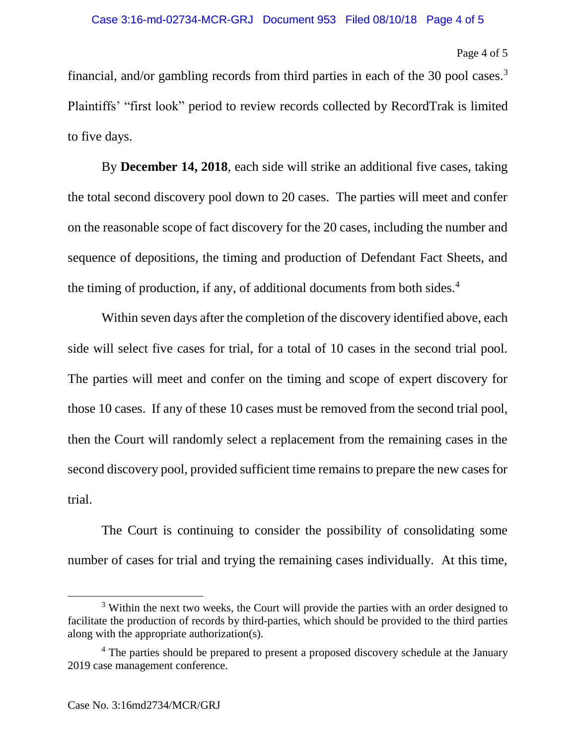financial, and/or gambling records from third parties in each of the 30 pool cases.[3] Plaintiffs' "first look" period to review records collected by RecordTrak is limited to five days.

By **December 14, 2018**, each side will strike an additional five cases, taking the total second discovery pool down to 20 cases. The parties will meet and confer on the reasonable scope of fact discovery for the 20 cases, including the number and sequence of depositions, the timing and production of Defendant Fact Sheets, and the timing of production, if any, of additional documents from both sides.[4]

Within seven days after the completion of the discovery identified above, each side will select five cases for trial, for a total of 10 cases in the second trial pool. The parties will meet and confer on the timing and scope of expert discovery for those 10 cases. If any of these 10 cases must be removed from the second trial pool, then the Court will randomly select a replacement from the remaining cases in the second discovery pool, provided sufficient time remains to prepare the new cases for trial.

The Court is continuing to consider the possibility of consolidating some number of cases for trial and trying the remaining cases individually. At this time,

---

[3] Within the next two weeks, the Court will provide the parties with an order designed to facilitate the production of records by third-parties, which should be provided to the third parties along with the appropriate authorization(s).

[4] The parties should be prepared to present a proposed discovery schedule at the January 2019 case management conference.

Case No. 3:16md2734/MCR/GRJ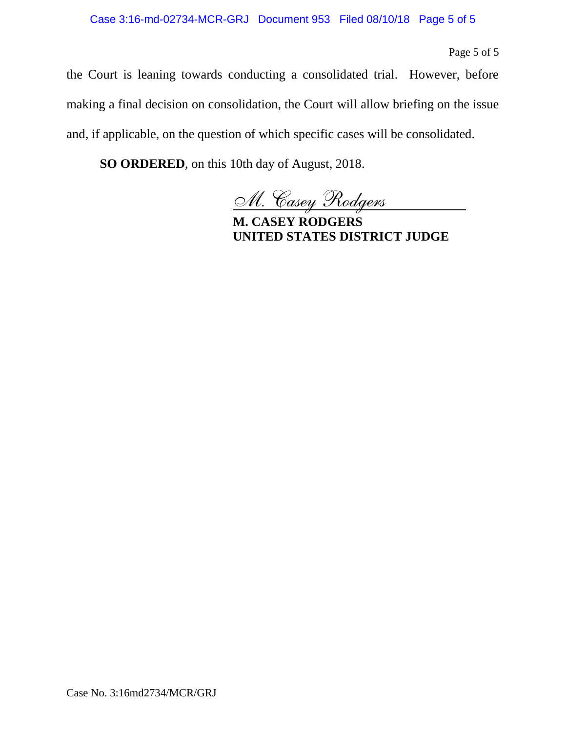the Court is leaning towards conducting a consolidated trial. However, before making a final decision on consolidation, the Court will allow briefing on the issue and, if applicable, on the question of which specific cases will be consolidated.

**SO ORDERED**, on this 10th day of August, 2018.

*M. Casey Rodgers*

**M. CASEY RODGERS**
**UNITED STATES DISTRICT JUDGE**